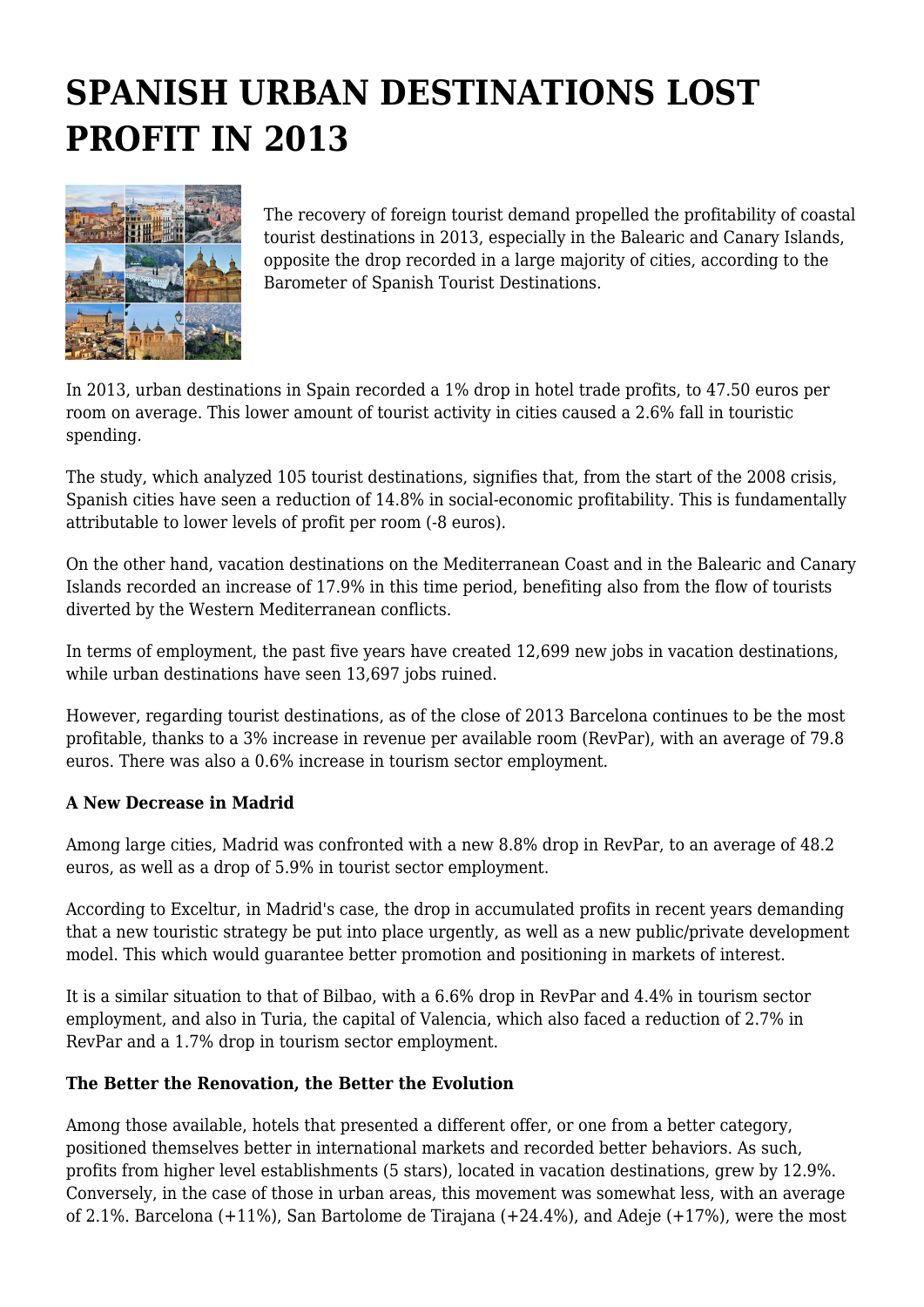# SPANISH URBAN DESTINATIONS LOST PROFIT IN 2013

The recovery of foreign tourist demand propelled the profitability of coastal tourist destinations in 2013, especially in the Balearic and Canary Islands, opposite the drop recorded in a large majority of cities, according to the Barometer of Spanish Tourist Destinations.

In 2013, urban destinations in Spain recorded a 1% drop in hotel trade profits, to 47.50 euros per room on average. This lower amount of tourist activity in cities caused a 2.6% fall in touristic spending.

The study, which analyzed 105 tourist destinations, signifies that, from the start of the 2008 crisis, Spanish cities have seen a reduction of 14.8% in social-economic profitability. This is fundamentally attributable to lower levels of profit per room (-8 euros).

On the other hand, vacation destinations on the Mediterranean Coast and in the Balearic and Canary Islands recorded an increase of 17.9% in this time period, benefiting also from the flow of tourists diverted by the Western Mediterranean conflicts.

In terms of employment, the past five years have created 12,699 new jobs in vacation destinations, while urban destinations have seen 13,697 jobs ruined.

However, regarding tourist destinations, as of the close of 2013 Barcelona continues to be the most profitable, thanks to a 3% increase in revenue per available room (RevPar), with an average of 79.8 euros. There was also a 0.6% increase in tourism sector employment.

**A New Decrease in Madrid**

Among large cities, Madrid was confronted with a new 8.8% drop in RevPar, to an average of 48.2 euros, as well as a drop of 5.9% in tourist sector employment.

According to Exceltur, in Madrid's case, the drop in accumulated profits in recent years demanding that a new touristic strategy be put into place urgently, as well as a new public/private development model. This which would guarantee better promotion and positioning in markets of interest.

It is a similar situation to that of Bilbao, with a 6.6% drop in RevPar and 4.4% in tourism sector employment, and also in Turia, the capital of Valencia, which also faced a reduction of 2.7% in RevPar and a 1.7% drop in tourism sector employment.

**The Better the Renovation, the Better the Evolution**

Among those available, hotels that presented a different offer, or one from a better category, positioned themselves better in international markets and recorded better behaviors. As such, profits from higher level establishments (5 stars), located in vacation destinations, grew by 12.9%. Conversely, in the case of those in urban areas, this movement was somewhat less, with an average of 2.1%. Barcelona (+11%), San Bartolome de Tirajana (+24.4%), and Adeje (+17%), were the most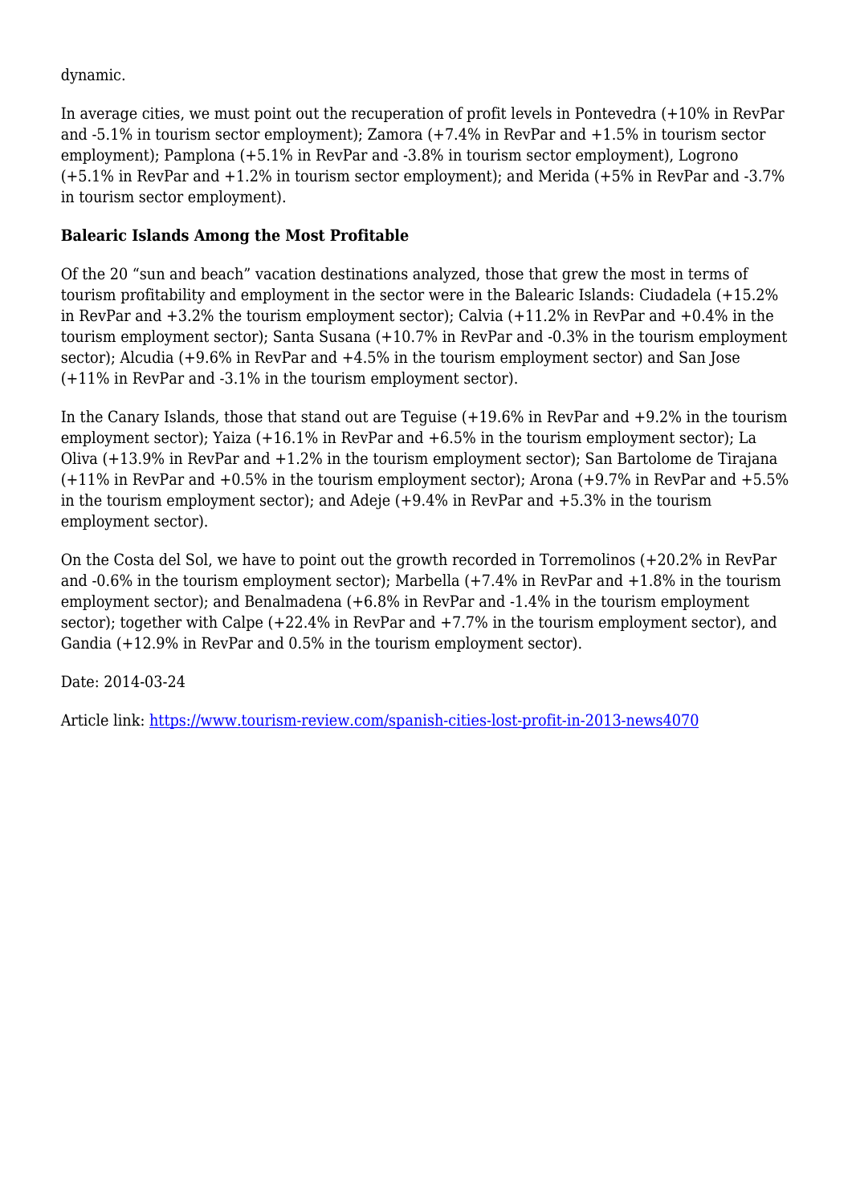dynamic.

In average cities, we must point out the recuperation of profit levels in Pontevedra (+10% in RevPar and -5.1% in tourism sector employment); Zamora (+7.4% in RevPar and +1.5% in tourism sector employment); Pamplona (+5.1% in RevPar and -3.8% in tourism sector employment), Logrono (+5.1% in RevPar and +1.2% in tourism sector employment); and Merida (+5% in RevPar and -3.7% in tourism sector employment).

**Balearic Islands Among the Most Profitable**

Of the 20 "sun and beach" vacation destinations analyzed, those that grew the most in terms of tourism profitability and employment in the sector were in the Balearic Islands: Ciudadela (+15.2% in RevPar and +3.2% the tourism employment sector); Calvia (+11.2% in RevPar and +0.4% in the tourism employment sector); Santa Susana (+10.7% in RevPar and -0.3% in the tourism employment sector); Alcudia (+9.6% in RevPar and +4.5% in the tourism employment sector) and San Jose (+11% in RevPar and -3.1% in the tourism employment sector).

In the Canary Islands, those that stand out are Teguise (+19.6% in RevPar and +9.2% in the tourism employment sector); Yaiza (+16.1% in RevPar and +6.5% in the tourism employment sector); La Oliva (+13.9% in RevPar and +1.2% in the tourism employment sector); San Bartolome de Tirajana (+11% in RevPar and +0.5% in the tourism employment sector); Arona (+9.7% in RevPar and +5.5% in the tourism employment sector); and Adeje (+9.4% in RevPar and +5.3% in the tourism employment sector).

On the Costa del Sol, we have to point out the growth recorded in Torremolinos (+20.2% in RevPar and -0.6% in the tourism employment sector); Marbella (+7.4% in RevPar and +1.8% in the tourism employment sector); and Benalmadena (+6.8% in RevPar and -1.4% in the tourism employment sector); together with Calpe (+22.4% in RevPar and +7.7% in the tourism employment sector), and Gandia (+12.9% in RevPar and 0.5% in the tourism employment sector).

Date: 2014-03-24

Article link: https://www.tourism-review.com/spanish-cities-lost-profit-in-2013-news4070